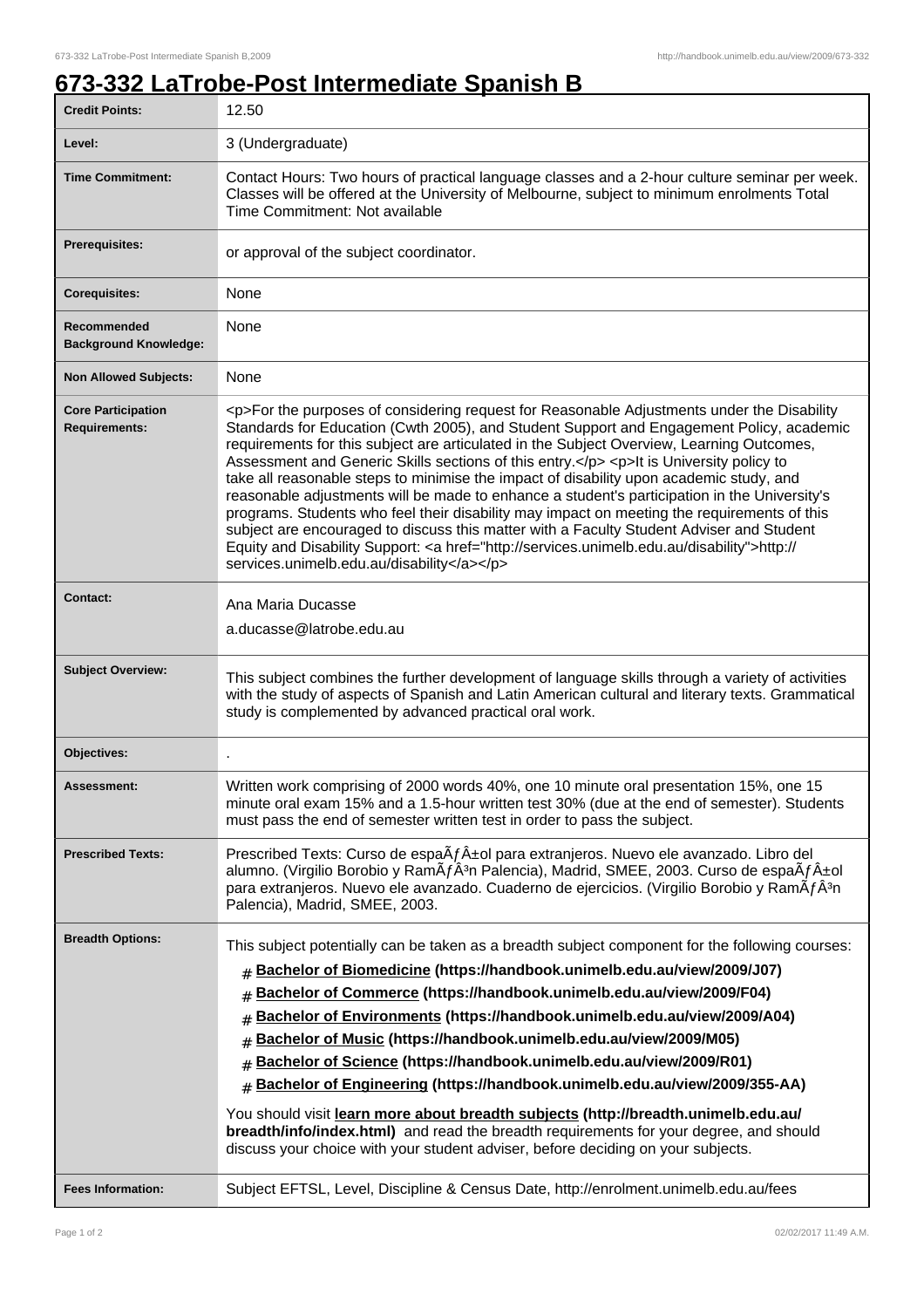# 673-332 LaTrobe-Post Intermediate Spanish B

| | |
|---|---|
| **Credit Points:** | 12.50 |
| **Level:** | 3 (Undergraduate) |
| **Time Commitment:** | Contact Hours: Two hours of practical language classes and a 2-hour culture seminar per week. Classes will be offered at the University of Melbourne, subject to minimum enrolments Total Time Commitment: Not available |
| **Prerequisites:** | or approval of the subject coordinator. |
| **Corequisites:** | None |
| **Recommended Background Knowledge:** | None |
| **Non Allowed Subjects:** | None |
| **Core Participation Requirements:** | <p>For the purposes of considering request for Reasonable Adjustments under the Disability Standards for Education (Cwth 2005), and Student Support and Engagement Policy, academic requirements for this subject are articulated in the Subject Overview, Learning Outcomes, Assessment and Generic Skills sections of this entry.</p> <p>It is University policy to take all reasonable steps to minimise the impact of disability upon academic study, and reasonable adjustments will be made to enhance a student's participation in the University's programs. Students who feel their disability may impact on meeting the requirements of this subject are encouraged to discuss this matter with a Faculty Student Adviser and Student Equity and Disability Support: <a href="http://services.unimelb.edu.au/disability">http://services.unimelb.edu.au/disability</a></p> |
| **Contact:** | Ana Maria Ducasse<br>a.ducasse@latrobe.edu.au |
| **Subject Overview:** | This subject combines the further development of language skills through a variety of activities with the study of aspects of Spanish and Latin American cultural and literary texts. Grammatical study is complemented by advanced practical oral work. |
| **Objectives:** | . |
| **Assessment:** | Written work comprising of 2000 words 40%, one 10 minute oral presentation 15%, one 15 minute oral exam 15% and a 1.5-hour written test 30% (due at the end of semester). Students must pass the end of semester written test in order to pass the subject. |
| **Prescribed Texts:** | Prescribed Texts: Curso de espaÃƒÂ±ol para extranjeros. Nuevo ele avanzado. Libro del alumno. (Virgilio Borobio y RamÃƒÂ³n Palencia), Madrid, SMEE, 2003. Curso de espaÃƒÂ±ol para extranjeros. Nuevo ele avanzado. Cuaderno de ejercicios. (Virgilio Borobio y RamÃƒÂ³n Palencia), Madrid, SMEE, 2003. |
| **Breadth Options:** | This subject potentially can be taken as a breadth subject component for the following courses:<br># **Bachelor of Biomedicine (https://handbook.unimelb.edu.au/view/2009/J07)**<br># **Bachelor of Commerce (https://handbook.unimelb.edu.au/view/2009/F04)**<br># **Bachelor of Environments (https://handbook.unimelb.edu.au/view/2009/A04)**<br># **Bachelor of Music (https://handbook.unimelb.edu.au/view/2009/M05)**<br># **Bachelor of Science (https://handbook.unimelb.edu.au/view/2009/R01)**<br># **Bachelor of Engineering (https://handbook.unimelb.edu.au/view/2009/355-AA)**<br>You should visit **learn more about breadth subjects (http://breadth.unimelb.edu.au/breadth/info/index.html)** and read the breadth requirements for your degree, and should discuss your choice with your student adviser, before deciding on your subjects. |
| **Fees Information:** | Subject EFTSL, Level, Discipline & Census Date, http://enrolment.unimelb.edu.au/fees |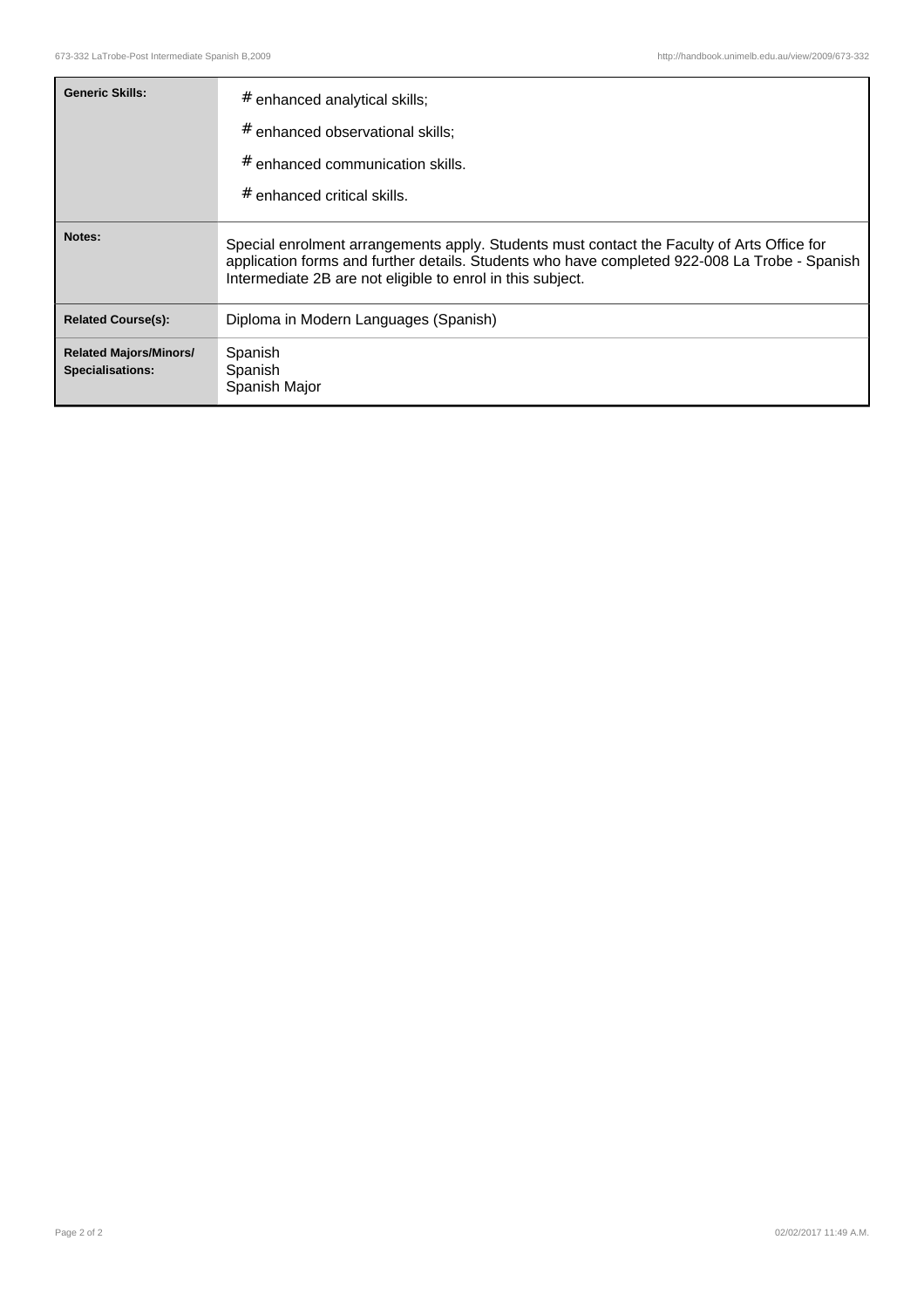| | |
|---|---|
| **Generic Skills:** | # enhanced analytical skills;<br># enhanced observational skills;<br># enhanced communication skills.<br># enhanced critical skills. |
| **Notes:** | Special enrolment arrangements apply. Students must contact the Faculty of Arts Office for application forms and further details. Students who have completed 922-008 La Trobe - Spanish Intermediate 2B are not eligible to enrol in this subject. |
| **Related Course(s):** | Diploma in Modern Languages (Spanish) |
| **Related Majors/Minors/ Specialisations:** | Spanish<br>Spanish<br>Spanish Major |